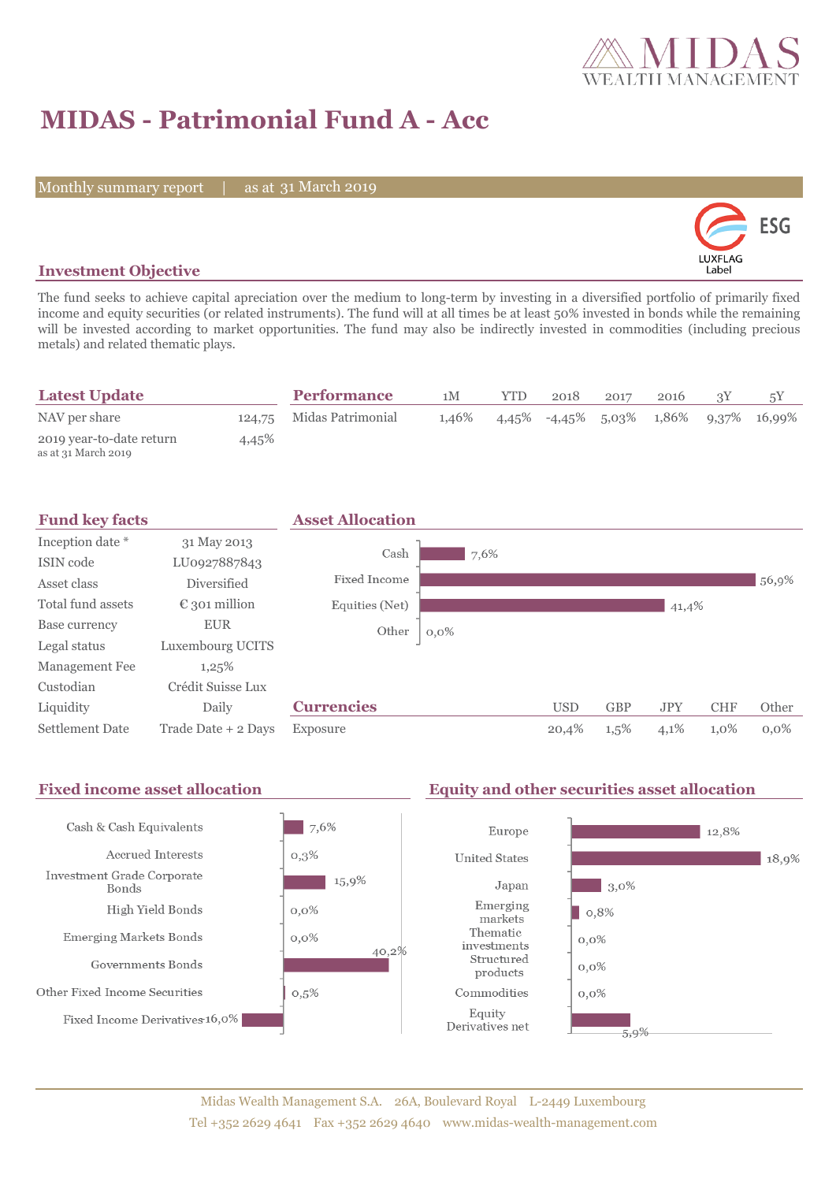# MIDAS - Patrimonial Fund A - Acc

Monthly summary report | as at 31 March 2019

## Investment Objective

The fund seeks to achieve capital apreciation over the medium to long-term by investing in a diversified portfolio of primarily fixed income and equity securities (or related instruments). The fund will at all times be at least 50% invested in bonds while the remaining will be invested according to market opportunities. The fund may also be indirectly invested in commodities (including precious metals) and related thematic plays.

## Latest Update

| | |
|---|---|
| NAV per share | 124,75 |
| 2019 year-to-date return<br>as at 31 March 2019 | 4,45% |

## Performance

| | 1M | YTD | 2018 | 2017 | 2016 | 3Y | 5Y |
|---|---|---|---|---|---|---|---|
| Midas Patrimonial | 1,46% | 4,45% | -4,45% | 5,03% | 1,86% | 9,37% | 16,99% |

## Fund key facts

| | |
|---|---|
| Inception date * | 31 May 2013 |
| ISIN code | LU0927887843 |
| Asset class | Diversified |
| Total fund assets | € 301 million |
| Base currency | EUR |
| Legal status | Luxembourg UCITS |
| Management Fee | 1,25% |
| Custodian | Crédit Suisse Lux |
| Liquidity | Daily |
| Settlement Date | Trade Date + 2 Days |

## Asset Allocation

| | |
|---|---|
| Cash | 7,6% |
| Fixed Income | 56,9% |
| Equities (Net) | 41,4% |
| Other | 0,0% |

## Currencies

| | USD | GBP | JPY | CHF | Other |
|---|---|---|---|---|---|
| Exposure | 20,4% | 1,5% | 4,1% | 1,0% | 0,0% |

## Fixed income asset allocation

| | |
|---|---|
| Cash & Cash Equivalents | 7,6% |
| Accrued Interests | 0,3% |
| Investment Grade Corporate Bonds | 15,9% |
| High Yield Bonds | 0,0% |
| Emerging Markets Bonds | 0,0% |
| Governments Bonds | 40,2% |
| Other Fixed Income Securities | 0,5% |
| Fixed Income Derivatives | -16,0% |

## Equity and other securities asset allocation

| | |
|---|---|
| Europe | 12,8% |
| United States | 18,9% |
| Japan | 3,0% |
| Emerging markets | 0,8% |
| Thematic investments | 0,0% |
| Structured products | 0,0% |
| Commodities | 0,0% |
| Equity Derivatives net | 5,9% |

Midas Wealth Management S.A. 26A, Boulevard Royal L-2449 Luxembourg
Tel +352 2629 4641 Fax +352 2629 4640 www.midas-wealth-management.com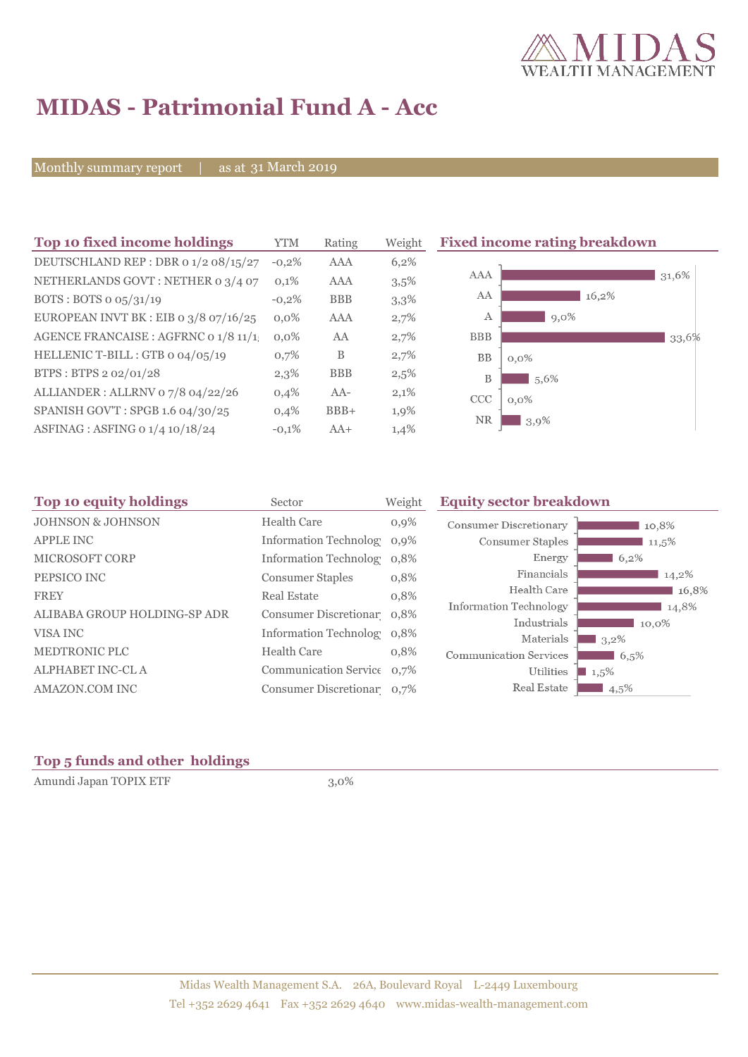# MIDAS - Patrimonial Fund A - Acc

Monthly summary report | as at 31 March 2019

## Top 10 fixed income holdings

| Top 10 fixed income holdings | YTM | Rating | Weight |
|---|---|---|---|
| DEUTSCHLAND REP : DBR 0 1/2 08/15/27 | -0,2% | AAA | 6,2% |
| NETHERLANDS GOVT : NETHER 0 3/4 07 | 0,1% | AAA | 3,5% |
| BOTS : BOTS 0 05/31/19 | -0,2% | BBB | 3,3% |
| EUROPEAN INVT BK : EIB 0 3/8 07/16/25 | 0,0% | AAA | 2,7% |
| AGENCE FRANCAISE : AGFRNC 0 1/8 11/1 | 0,0% | AA | 2,7% |
| HELLENIC T-BILL : GTB 0 04/05/19 | 0,7% | B | 2,7% |
| BTPS : BTPS 2 02/01/28 | 2,3% | BBB | 2,5% |
| ALLIANDER : ALLRNV 0 7/8 04/22/26 | 0,4% | AA- | 2,1% |
| SPANISH GOV'T : SPGB 1.6 04/30/25 | 0,4% | BBB+ | 1,9% |
| ASFINAG : ASFING 0 1/4 10/18/24 | -0,1% | AA+ | 1,4% |

## Fixed income rating breakdown

| Rating | Weight |
|---|---|
| AAA | 31,6% |
| AA | 16,2% |
| A | 9,0% |
| BBB | 33,6% |
| BB | 0,0% |
| B | 5,6% |
| CCC | 0,0% |
| NR | 3,9% |

## Top 10 equity holdings

| Top 10 equity holdings | Sector | Weight |
|---|---|---|
| JOHNSON & JOHNSON | Health Care | 0,9% |
| APPLE INC | Information Technolog | 0,9% |
| MICROSOFT CORP | Information Technolog | 0,8% |
| PEPSICO INC | Consumer Staples | 0,8% |
| FREY | Real Estate | 0,8% |
| ALIBABA GROUP HOLDING-SP ADR | Consumer Discretionar | 0,8% |
| VISA INC | Information Technolog | 0,8% |
| MEDTRONIC PLC | Health Care | 0,8% |
| ALPHABET INC-CL A | Communication Service | 0,7% |
| AMAZON.COM INC | Consumer Discretionar | 0,7% |

## Equity sector breakdown

| Sector | Weight |
|---|---|
| Consumer Discretionary | 10,8% |
| Consumer Staples | 11,5% |
| Energy | 6,2% |
| Financials | 14,2% |
| Health Care | 16,8% |
| Information Technology | 14,8% |
| Industrials | 10,0% |
| Materials | 3,2% |
| Communication Services | 6,5% |
| Utilities | 1,5% |
| Real Estate | 4,5% |

## Top 5 funds and other holdings

| Top 5 funds and other holdings | Weight |
|---|---|
| Amundi Japan TOPIX ETF | 3,0% |

Midas Wealth Management S.A. 26A, Boulevard Royal L-2449 Luxembourg
Tel +352 2629 4641 Fax +352 2629 4640 www.midas-wealth-management.com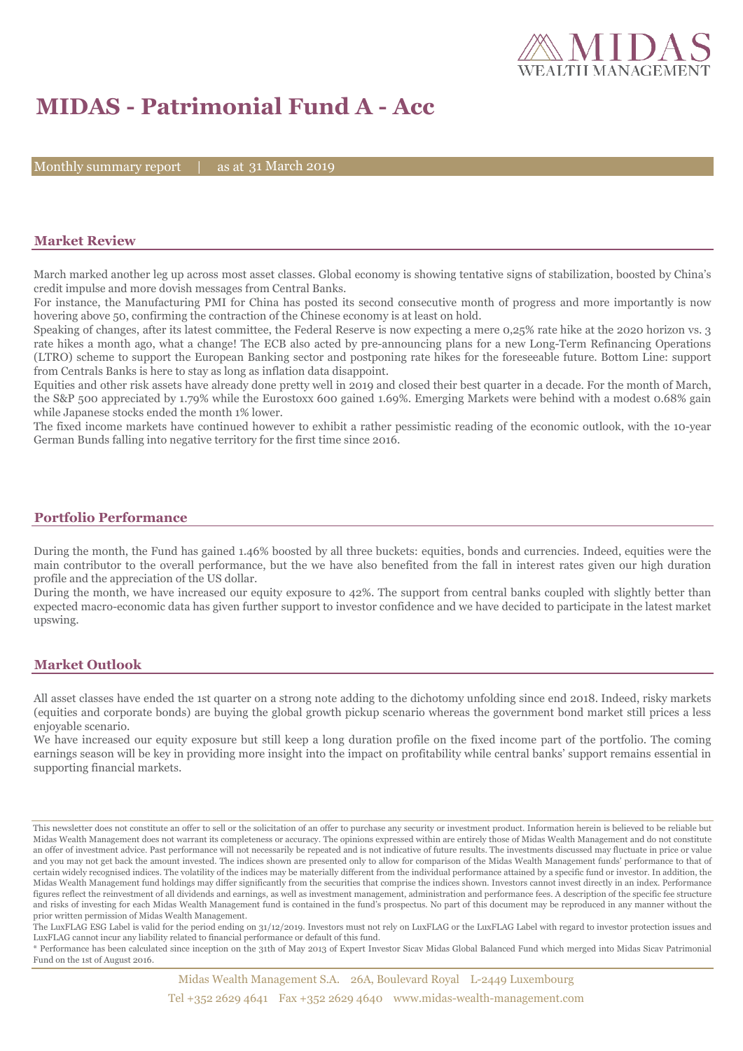# MIDAS - Patrimonial Fund A - Acc

Monthly summary report | as at 31 March 2019

## Market Review

March marked another leg up across most asset classes. Global economy is showing tentative signs of stabilization, boosted by China's credit impulse and more dovish messages from Central Banks.

For instance, the Manufacturing PMI for China has posted its second consecutive month of progress and more importantly is now hovering above 50, confirming the contraction of the Chinese economy is at least on hold.

Speaking of changes, after its latest committee, the Federal Reserve is now expecting a mere 0,25% rate hike at the 2020 horizon vs. 3 rate hikes a month ago, what a change! The ECB also acted by pre-announcing plans for a new Long-Term Refinancing Operations (LTRO) scheme to support the European Banking sector and postponing rate hikes for the foreseeable future. Bottom Line: support from Centrals Banks is here to stay as long as inflation data disappoint.

Equities and other risk assets have already done pretty well in 2019 and closed their best quarter in a decade. For the month of March, the S&P 500 appreciated by 1.79% while the Eurostoxx 600 gained 1.69%. Emerging Markets were behind with a modest 0.68% gain while Japanese stocks ended the month 1% lower.

The fixed income markets have continued however to exhibit a rather pessimistic reading of the economic outlook, with the 10-year German Bunds falling into negative territory for the first time since 2016.

## Portfolio Performance

During the month, the Fund has gained 1.46% boosted by all three buckets: equities, bonds and currencies. Indeed, equities were the main contributor to the overall performance, but the we have also benefited from the fall in interest rates given our high duration profile and the appreciation of the US dollar.

During the month, we have increased our equity exposure to 42%. The support from central banks coupled with slightly better than expected macro-economic data has given further support to investor confidence and we have decided to participate in the latest market upswing.

## Market Outlook

All asset classes have ended the 1st quarter on a strong note adding to the dichotomy unfolding since end 2018. Indeed, risky markets (equities and corporate bonds) are buying the global growth pickup scenario whereas the government bond market still prices a less enjoyable scenario.

We have increased our equity exposure but still keep a long duration profile on the fixed income part of the portfolio. The coming earnings season will be key in providing more insight into the impact on profitability while central banks' support remains essential in supporting financial markets.

This newsletter does not constitute an offer to sell or the solicitation of an offer to purchase any security or investment product. Information herein is believed to be reliable but Midas Wealth Management does not warrant its completeness or accuracy. The opinions expressed within are entirely those of Midas Wealth Management and do not constitute an offer of investment advice. Past performance will not necessarily be repeated and is not indicative of future results. The investments discussed may fluctuate in price or value and you may not get back the amount invested. The indices shown are presented only to allow for comparison of the Midas Wealth Management funds' performance to that of certain widely recognised indices. The volatility of the indices may be materially different from the individual performance attained by a specific fund or investor. In addition, the Midas Wealth Management fund holdings may differ significantly from the securities that comprise the indices shown. Investors cannot invest directly in an index. Performance figures reflect the reinvestment of all dividends and earnings, as well as investment management, administration and performance fees. A description of the specific fee structure and risks of investing for each Midas Wealth Management fund is contained in the fund's prospectus. No part of this document may be reproduced in any manner without the prior written permission of Midas Wealth Management.

The LuxFLAG ESG Label is valid for the period ending on 31/12/2019. Investors must not rely on LuxFLAG or the LuxFLAG Label with regard to investor protection issues and LuxFLAG cannot incur any liability related to financial performance or default of this fund.

* Performance has been calculated since inception on the 31th of May 2013 of Expert Investor Sicav Midas Global Balanced Fund which merged into Midas Sicav Patrimonial Fund on the 1st of August 2016.

Midas Wealth Management S.A. 26A, Boulevard Royal L-2449 Luxembourg

Tel +352 2629 4641 Fax +352 2629 4640 www.midas-wealth-management.com